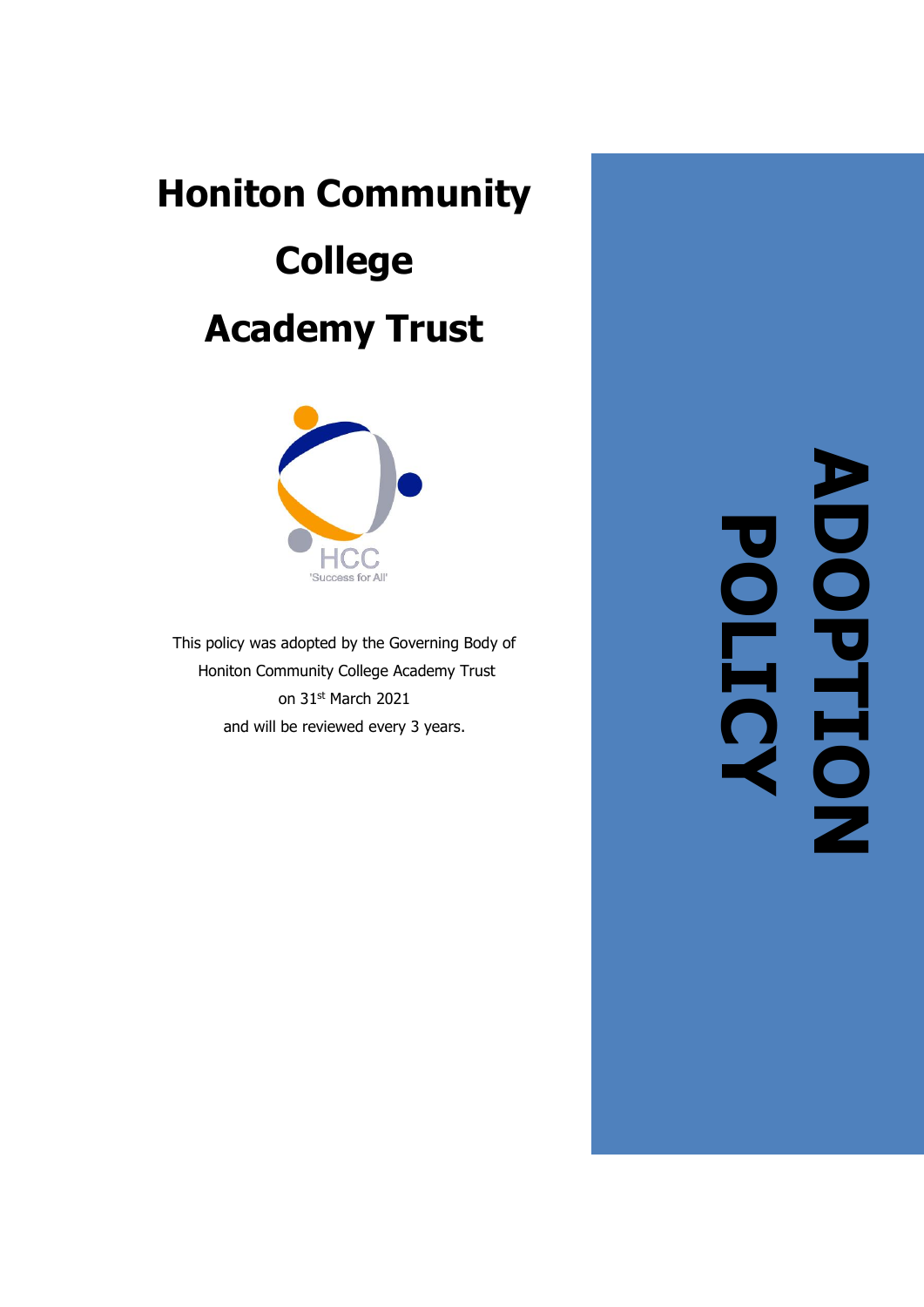# Honiton Community College Academy Trust

HCC
'Success for All'

This policy was adopted by the Governing Body of Honiton Community College Academy Trust on 31st March 2021 and will be reviewed every 3 years.

# ADOPTION POLICY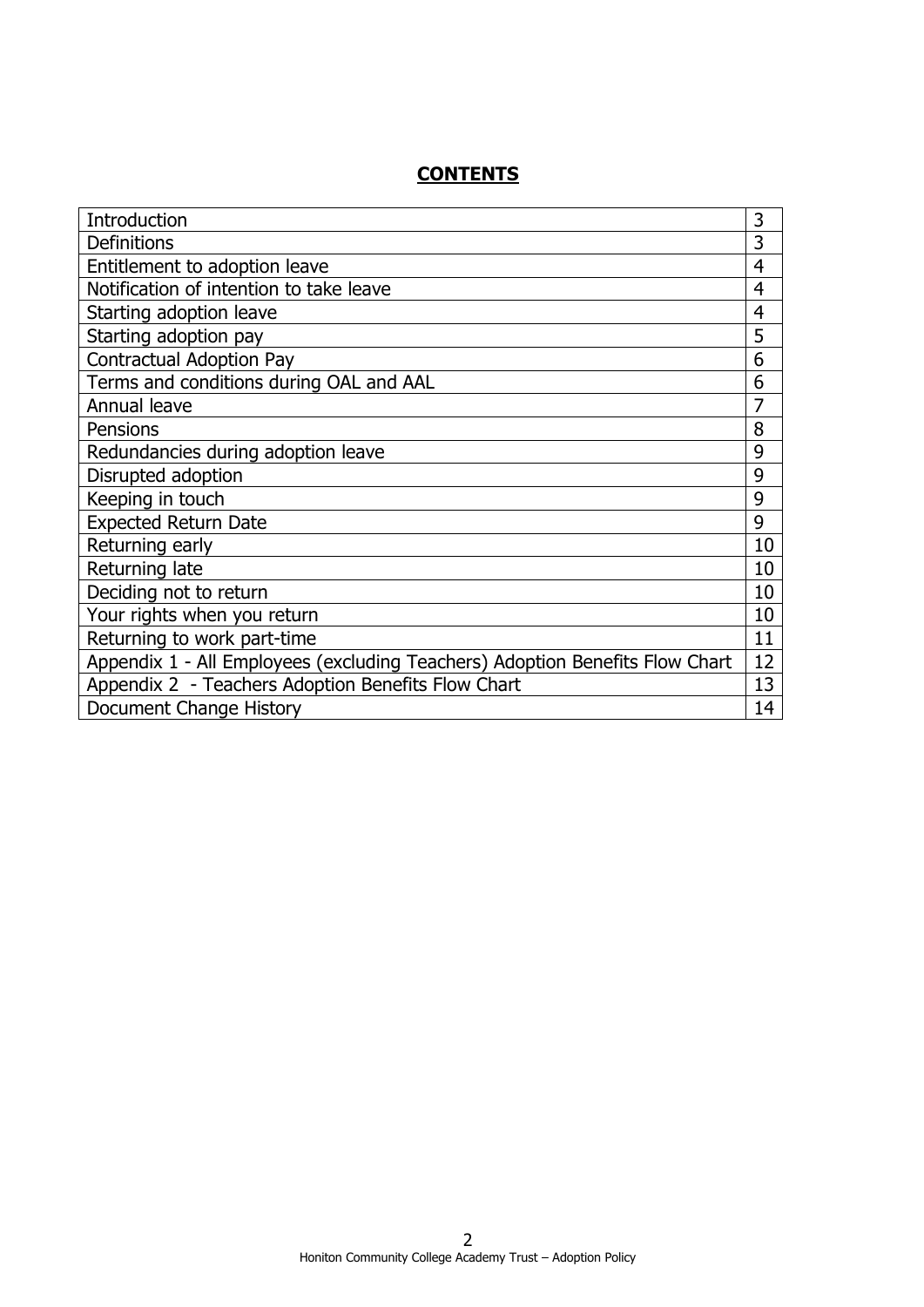## CONTENTS

| | |
|---|---|
| Introduction | 3 |
| Definitions | 3 |
| Entitlement to adoption leave | 4 |
| Notification of intention to take leave | 4 |
| Starting adoption leave | 4 |
| Starting adoption pay | 5 |
| Contractual Adoption Pay | 6 |
| Terms and conditions during OAL and AAL | 6 |
| Annual leave | 7 |
| Pensions | 8 |
| Redundancies during adoption leave | 9 |
| Disrupted adoption | 9 |
| Keeping in touch | 9 |
| Expected Return Date | 9 |
| Returning early | 10 |
| Returning late | 10 |
| Deciding not to return | 10 |
| Your rights when you return | 10 |
| Returning to work part-time | 11 |
| Appendix 1 - All Employees (excluding Teachers) Adoption Benefits Flow Chart | 12 |
| Appendix 2 - Teachers Adoption Benefits Flow Chart | 13 |
| Document Change History | 14 |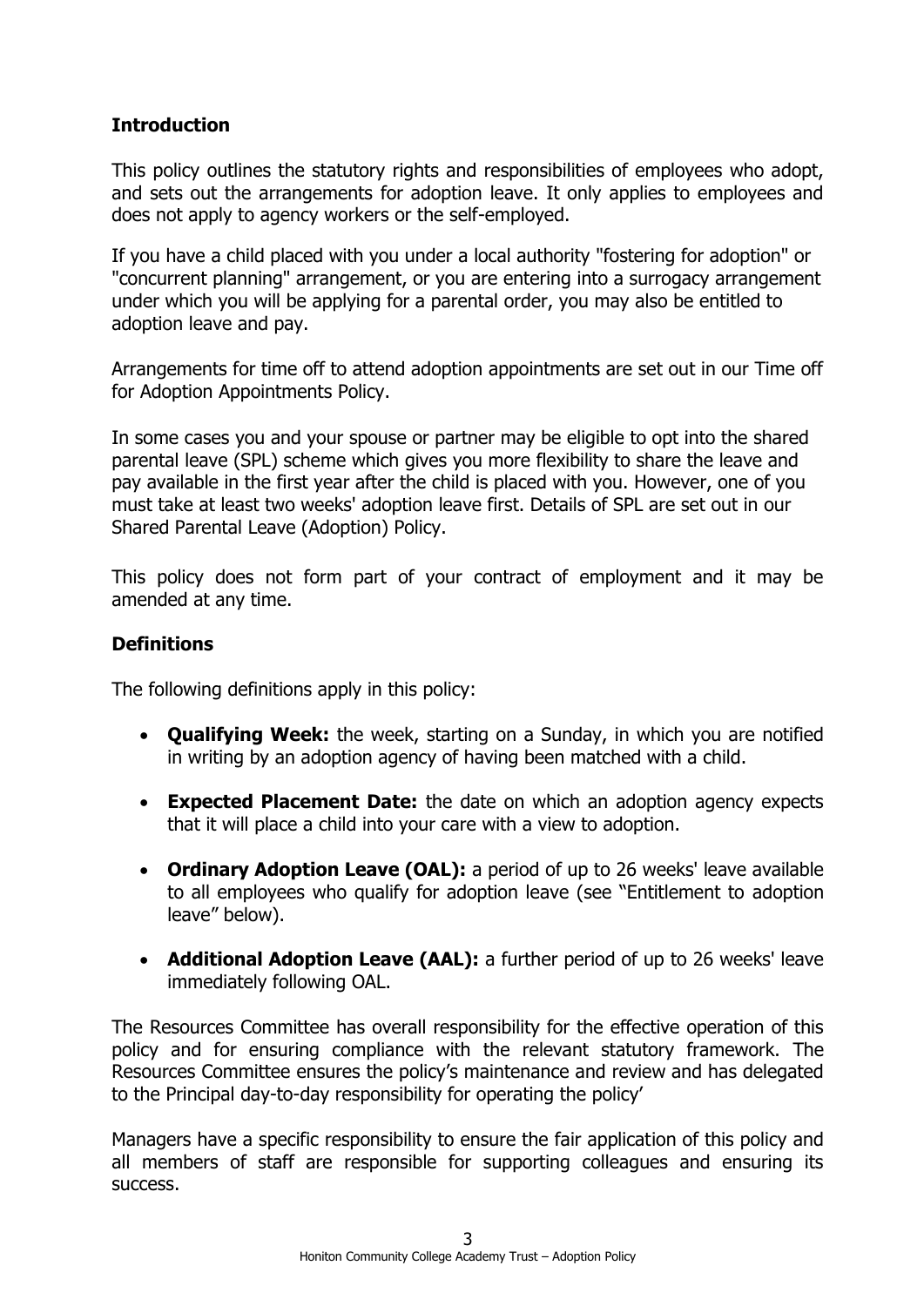## Introduction

This policy outlines the statutory rights and responsibilities of employees who adopt, and sets out the arrangements for adoption leave. It only applies to employees and does not apply to agency workers or the self-employed.

If you have a child placed with you under a local authority "fostering for adoption" or "concurrent planning" arrangement, or you are entering into a surrogacy arrangement under which you will be applying for a parental order, you may also be entitled to adoption leave and pay.

Arrangements for time off to attend adoption appointments are set out in our Time off for Adoption Appointments Policy.

In some cases you and your spouse or partner may be eligible to opt into the shared parental leave (SPL) scheme which gives you more flexibility to share the leave and pay available in the first year after the child is placed with you. However, one of you must take at least two weeks' adoption leave first. Details of SPL are set out in our Shared Parental Leave (Adoption) Policy.

This policy does not form part of your contract of employment and it may be amended at any time.

## Definitions

The following definitions apply in this policy:

- **Qualifying Week:** the week, starting on a Sunday, in which you are notified in writing by an adoption agency of having been matched with a child.
- **Expected Placement Date:** the date on which an adoption agency expects that it will place a child into your care with a view to adoption.
- **Ordinary Adoption Leave (OAL):** a period of up to 26 weeks' leave available to all employees who qualify for adoption leave (see "Entitlement to adoption leave" below).
- **Additional Adoption Leave (AAL):** a further period of up to 26 weeks' leave immediately following OAL.

The Resources Committee has overall responsibility for the effective operation of this policy and for ensuring compliance with the relevant statutory framework. The Resources Committee ensures the policy's maintenance and review and has delegated to the Principal day-to-day responsibility for operating the policy'

Managers have a specific responsibility to ensure the fair application of this policy and all members of staff are responsible for supporting colleagues and ensuring its success.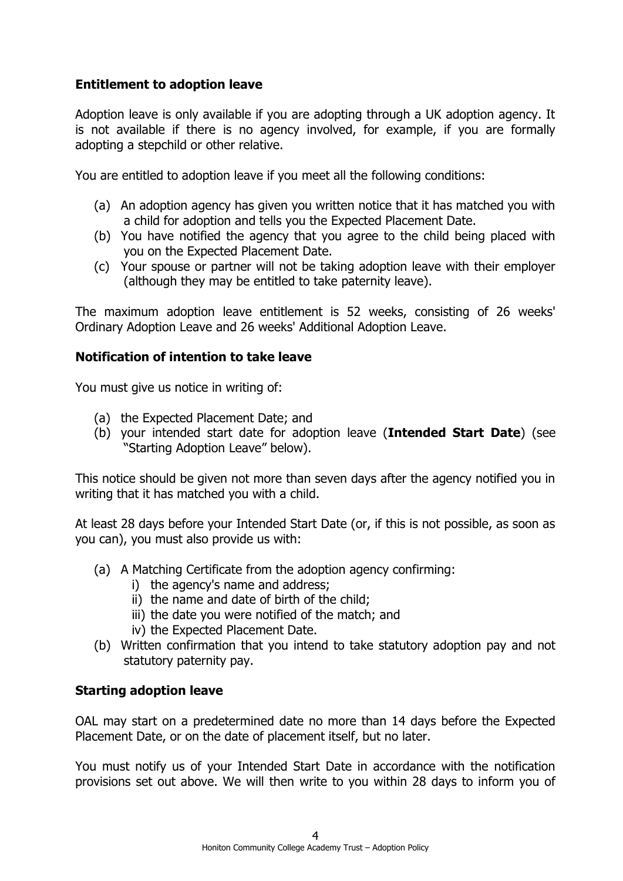### Entitlement to adoption leave

Adoption leave is only available if you are adopting through a UK adoption agency. It is not available if there is no agency involved, for example, if you are formally adopting a stepchild or other relative.

You are entitled to adoption leave if you meet all the following conditions:

(a) An adoption agency has given you written notice that it has matched you with a child for adoption and tells you the Expected Placement Date.
(b) You have notified the agency that you agree to the child being placed with you on the Expected Placement Date.
(c) Your spouse or partner will not be taking adoption leave with their employer (although they may be entitled to take paternity leave).

The maximum adoption leave entitlement is 52 weeks, consisting of 26 weeks' Ordinary Adoption Leave and 26 weeks' Additional Adoption Leave.

### Notification of intention to take leave

You must give us notice in writing of:

(a) the Expected Placement Date; and
(b) your intended start date for adoption leave (**Intended Start Date**) (see "Starting Adoption Leave" below).

This notice should be given not more than seven days after the agency notified you in writing that it has matched you with a child.

At least 28 days before your Intended Start Date (or, if this is not possible, as soon as you can), you must also provide us with:

(a) A Matching Certificate from the adoption agency confirming:
   i) the agency's name and address;
   ii) the name and date of birth of the child;
   iii) the date you were notified of the match; and
   iv) the Expected Placement Date.
(b) Written confirmation that you intend to take statutory adoption pay and not statutory paternity pay.

### Starting adoption leave

OAL may start on a predetermined date no more than 14 days before the Expected Placement Date, or on the date of placement itself, but no later.

You must notify us of your Intended Start Date in accordance with the notification provisions set out above. We will then write to you within 28 days to inform you of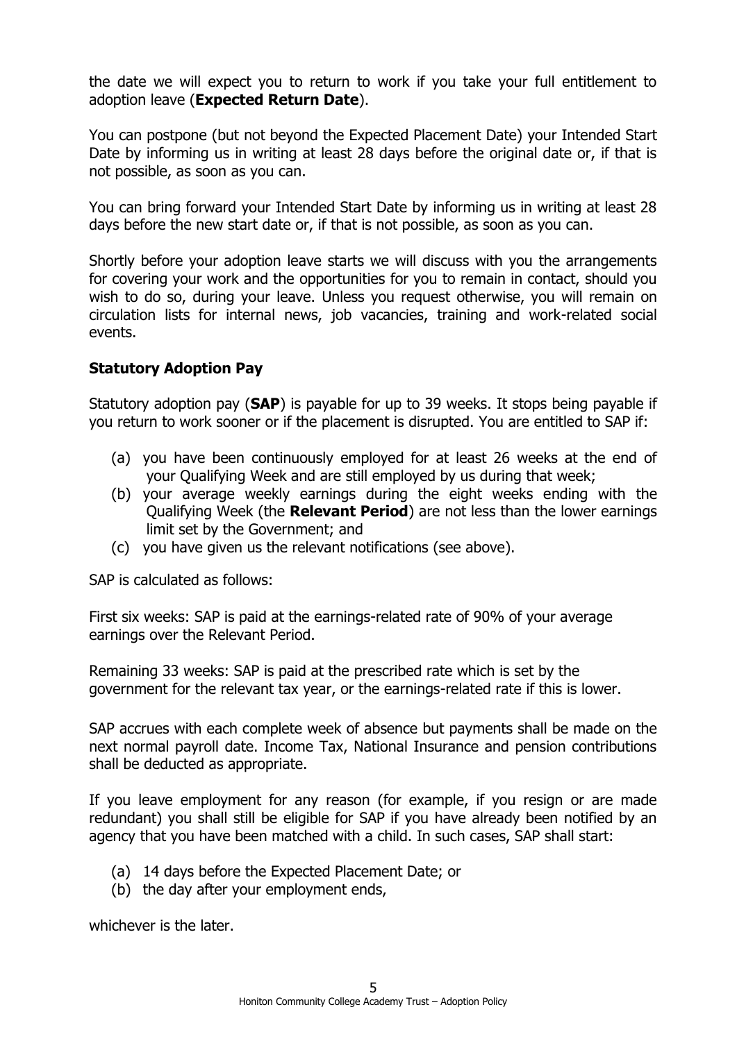the date we will expect you to return to work if you take your full entitlement to adoption leave (**Expected Return Date**).

You can postpone (but not beyond the Expected Placement Date) your Intended Start Date by informing us in writing at least 28 days before the original date or, if that is not possible, as soon as you can.

You can bring forward your Intended Start Date by informing us in writing at least 28 days before the new start date or, if that is not possible, as soon as you can.

Shortly before your adoption leave starts we will discuss with you the arrangements for covering your work and the opportunities for you to remain in contact, should you wish to do so, during your leave. Unless you request otherwise, you will remain on circulation lists for internal news, job vacancies, training and work-related social events.

**Statutory Adoption Pay**

Statutory adoption pay (**SAP**) is payable for up to 39 weeks. It stops being payable if you return to work sooner or if the placement is disrupted. You are entitled to SAP if:

(a) you have been continuously employed for at least 26 weeks at the end of your Qualifying Week and are still employed by us during that week;
(b) your average weekly earnings during the eight weeks ending with the Qualifying Week (the **Relevant Period**) are not less than the lower earnings limit set by the Government; and
(c) you have given us the relevant notifications (see above).

SAP is calculated as follows:

First six weeks: SAP is paid at the earnings-related rate of 90% of your average earnings over the Relevant Period.

Remaining 33 weeks: SAP is paid at the prescribed rate which is set by the government for the relevant tax year, or the earnings-related rate if this is lower.

SAP accrues with each complete week of absence but payments shall be made on the next normal payroll date. Income Tax, National Insurance and pension contributions shall be deducted as appropriate.

If you leave employment for any reason (for example, if you resign or are made redundant) you shall still be eligible for SAP if you have already been notified by an agency that you have been matched with a child. In such cases, SAP shall start:

(a) 14 days before the Expected Placement Date; or
(b) the day after your employment ends,

whichever is the later.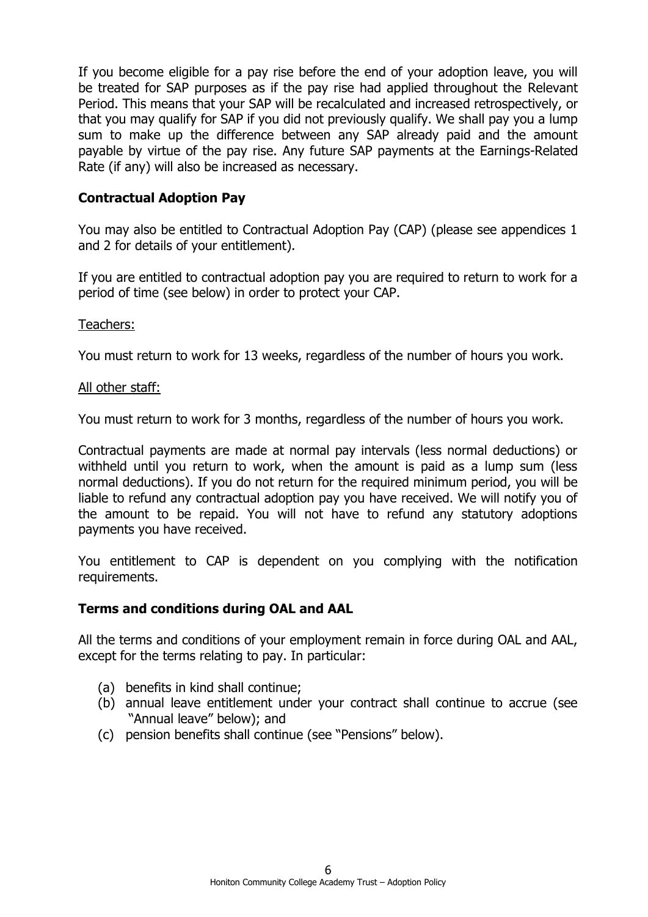If you become eligible for a pay rise before the end of your adoption leave, you will be treated for SAP purposes as if the pay rise had applied throughout the Relevant Period. This means that your SAP will be recalculated and increased retrospectively, or that you may qualify for SAP if you did not previously qualify. We shall pay you a lump sum to make up the difference between any SAP already paid and the amount payable by virtue of the pay rise. Any future SAP payments at the Earnings-Related Rate (if any) will also be increased as necessary.

## Contractual Adoption Pay

You may also be entitled to Contractual Adoption Pay (CAP) (please see appendices 1 and 2 for details of your entitlement).

If you are entitled to contractual adoption pay you are required to return to work for a period of time (see below) in order to protect your CAP.

Teachers:

You must return to work for 13 weeks, regardless of the number of hours you work.

All other staff:

You must return to work for 3 months, regardless of the number of hours you work.

Contractual payments are made at normal pay intervals (less normal deductions) or withheld until you return to work, when the amount is paid as a lump sum (less normal deductions). If you do not return for the required minimum period, you will be liable to refund any contractual adoption pay you have received. We will notify you of the amount to be repaid. You will not have to refund any statutory adoptions payments you have received.

You entitlement to CAP is dependent on you complying with the notification requirements.

## Terms and conditions during OAL and AAL

All the terms and conditions of your employment remain in force during OAL and AAL, except for the terms relating to pay. In particular:

(a) benefits in kind shall continue;
(b) annual leave entitlement under your contract shall continue to accrue (see "Annual leave" below); and
(c) pension benefits shall continue (see "Pensions" below).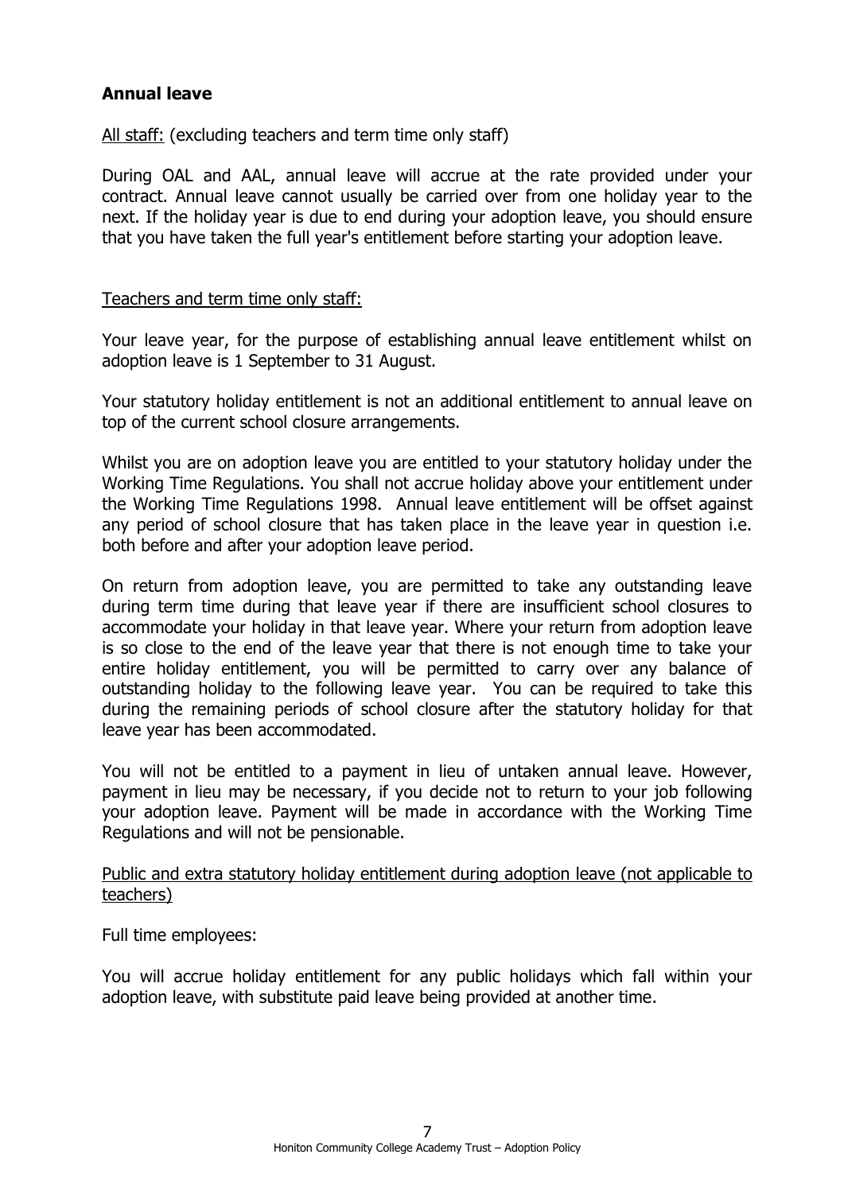## Annual leave

<u>All staff:</u> (excluding teachers and term time only staff)

During OAL and AAL, annual leave will accrue at the rate provided under your contract. Annual leave cannot usually be carried over from one holiday year to the next. If the holiday year is due to end during your adoption leave, you should ensure that you have taken the full year's entitlement before starting your adoption leave.

<u>Teachers and term time only staff:</u>

Your leave year, for the purpose of establishing annual leave entitlement whilst on adoption leave is 1 September to 31 August.

Your statutory holiday entitlement is not an additional entitlement to annual leave on top of the current school closure arrangements.

Whilst you are on adoption leave you are entitled to your statutory holiday under the Working Time Regulations. You shall not accrue holiday above your entitlement under the Working Time Regulations 1998. Annual leave entitlement will be offset against any period of school closure that has taken place in the leave year in question i.e. both before and after your adoption leave period.

On return from adoption leave, you are permitted to take any outstanding leave during term time during that leave year if there are insufficient school closures to accommodate your holiday in that leave year. Where your return from adoption leave is so close to the end of the leave year that there is not enough time to take your entire holiday entitlement, you will be permitted to carry over any balance of outstanding holiday to the following leave year. You can be required to take this during the remaining periods of school closure after the statutory holiday for that leave year has been accommodated.

You will not be entitled to a payment in lieu of untaken annual leave. However, payment in lieu may be necessary, if you decide not to return to your job following your adoption leave. Payment will be made in accordance with the Working Time Regulations and will not be pensionable.

<u>Public and extra statutory holiday entitlement during adoption leave (not applicable to teachers)</u>

Full time employees:

You will accrue holiday entitlement for any public holidays which fall within your adoption leave, with substitute paid leave being provided at another time.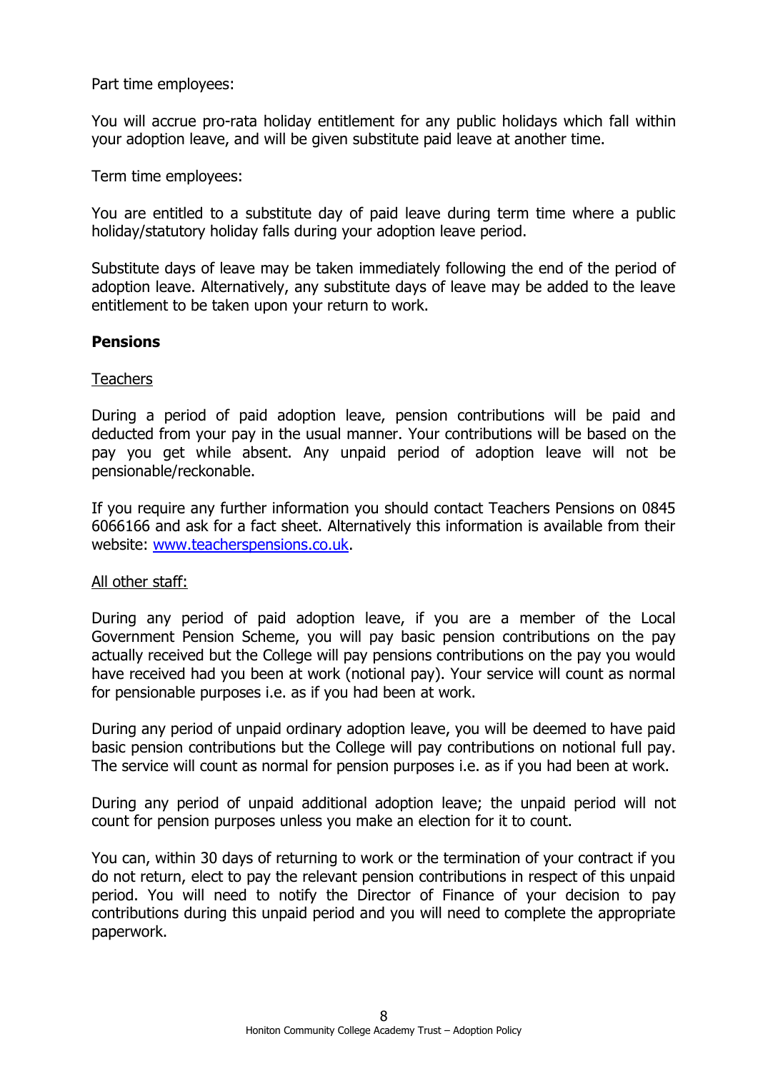Part time employees:

You will accrue pro-rata holiday entitlement for any public holidays which fall within your adoption leave, and will be given substitute paid leave at another time.

Term time employees:

You are entitled to a substitute day of paid leave during term time where a public holiday/statutory holiday falls during your adoption leave period.

Substitute days of leave may be taken immediately following the end of the period of adoption leave. Alternatively, any substitute days of leave may be added to the leave entitlement to be taken upon your return to work.

**Pensions**

Teachers

During a period of paid adoption leave, pension contributions will be paid and deducted from your pay in the usual manner. Your contributions will be based on the pay you get while absent. Any unpaid period of adoption leave will not be pensionable/reckonable.

If you require any further information you should contact Teachers Pensions on 0845 6066166 and ask for a fact sheet. Alternatively this information is available from their website: [www.teacherspensions.co.uk](http://www.teacherspensions.co.uk).

All other staff:

During any period of paid adoption leave, if you are a member of the Local Government Pension Scheme, you will pay basic pension contributions on the pay actually received but the College will pay pensions contributions on the pay you would have received had you been at work (notional pay). Your service will count as normal for pensionable purposes i.e. as if you had been at work.

During any period of unpaid ordinary adoption leave, you will be deemed to have paid basic pension contributions but the College will pay contributions on notional full pay. The service will count as normal for pension purposes i.e. as if you had been at work.

During any period of unpaid additional adoption leave; the unpaid period will not count for pension purposes unless you make an election for it to count.

You can, within 30 days of returning to work or the termination of your contract if you do not return, elect to pay the relevant pension contributions in respect of this unpaid period. You will need to notify the Director of Finance of your decision to pay contributions during this unpaid period and you will need to complete the appropriate paperwork.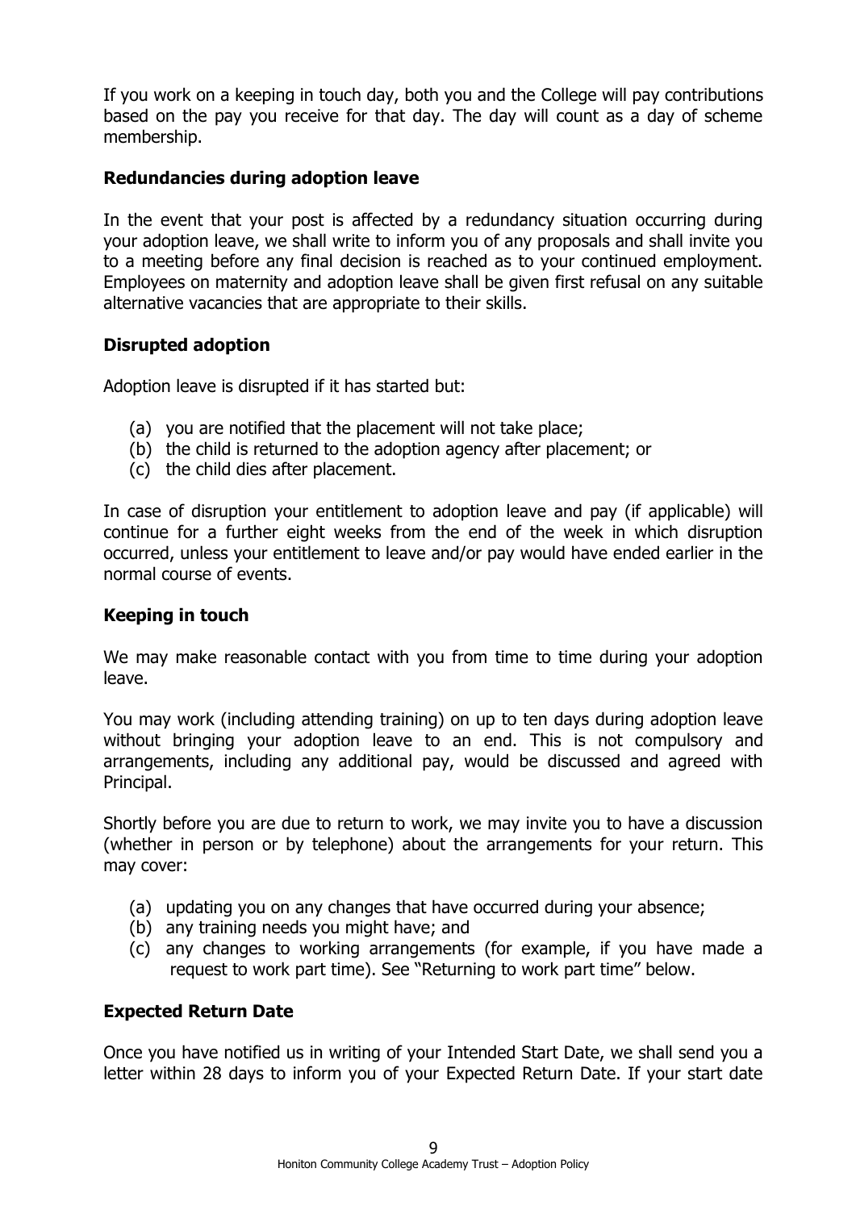If you work on a keeping in touch day, both you and the College will pay contributions based on the pay you receive for that day. The day will count as a day of scheme membership.

**Redundancies during adoption leave**

In the event that your post is affected by a redundancy situation occurring during your adoption leave, we shall write to inform you of any proposals and shall invite you to a meeting before any final decision is reached as to your continued employment. Employees on maternity and adoption leave shall be given first refusal on any suitable alternative vacancies that are appropriate to their skills.

**Disrupted adoption**

Adoption leave is disrupted if it has started but:

(a) you are notified that the placement will not take place;
(b) the child is returned to the adoption agency after placement; or
(c) the child dies after placement.

In case of disruption your entitlement to adoption leave and pay (if applicable) will continue for a further eight weeks from the end of the week in which disruption occurred, unless your entitlement to leave and/or pay would have ended earlier in the normal course of events.

**Keeping in touch**

We may make reasonable contact with you from time to time during your adoption leave.

You may work (including attending training) on up to ten days during adoption leave without bringing your adoption leave to an end. This is not compulsory and arrangements, including any additional pay, would be discussed and agreed with Principal.

Shortly before you are due to return to work, we may invite you to have a discussion (whether in person or by telephone) about the arrangements for your return. This may cover:

(a) updating you on any changes that have occurred during your absence;
(b) any training needs you might have; and
(c) any changes to working arrangements (for example, if you have made a request to work part time). See "Returning to work part time" below.

**Expected Return Date**

Once you have notified us in writing of your Intended Start Date, we shall send you a letter within 28 days to inform you of your Expected Return Date. If your start date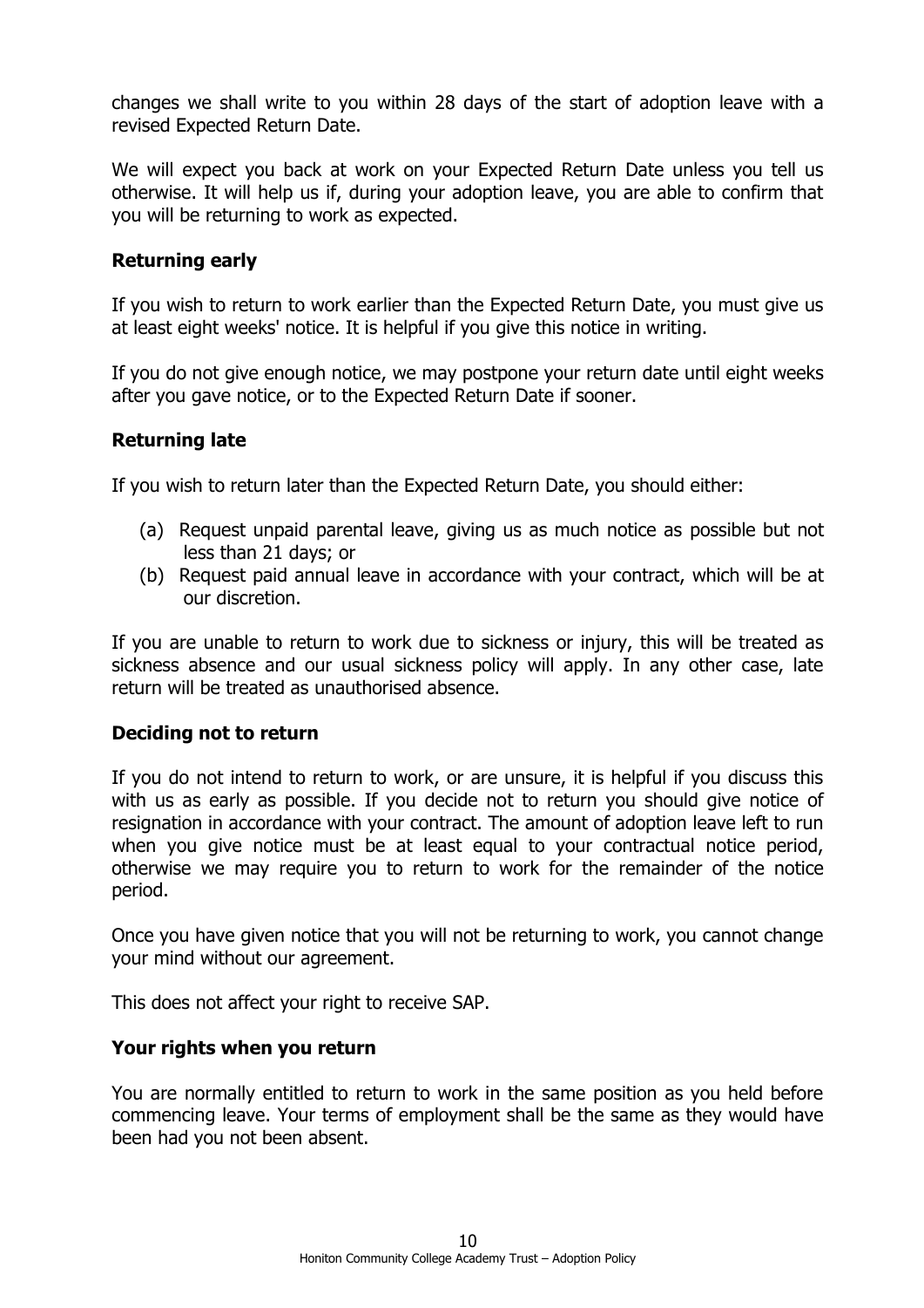changes we shall write to you within 28 days of the start of adoption leave with a revised Expected Return Date.

We will expect you back at work on your Expected Return Date unless you tell us otherwise. It will help us if, during your adoption leave, you are able to confirm that you will be returning to work as expected.

### Returning early

If you wish to return to work earlier than the Expected Return Date, you must give us at least eight weeks' notice. It is helpful if you give this notice in writing.

If you do not give enough notice, we may postpone your return date until eight weeks after you gave notice, or to the Expected Return Date if sooner.

### Returning late

If you wish to return later than the Expected Return Date, you should either:

(a) Request unpaid parental leave, giving us as much notice as possible but not less than 21 days; or

(b) Request paid annual leave in accordance with your contract, which will be at our discretion.

If you are unable to return to work due to sickness or injury, this will be treated as sickness absence and our usual sickness policy will apply. In any other case, late return will be treated as unauthorised absence.

### Deciding not to return

If you do not intend to return to work, or are unsure, it is helpful if you discuss this with us as early as possible. If you decide not to return you should give notice of resignation in accordance with your contract. The amount of adoption leave left to run when you give notice must be at least equal to your contractual notice period, otherwise we may require you to return to work for the remainder of the notice period.

Once you have given notice that you will not be returning to work, you cannot change your mind without our agreement.

This does not affect your right to receive SAP.

### Your rights when you return

You are normally entitled to return to work in the same position as you held before commencing leave. Your terms of employment shall be the same as they would have been had you not been absent.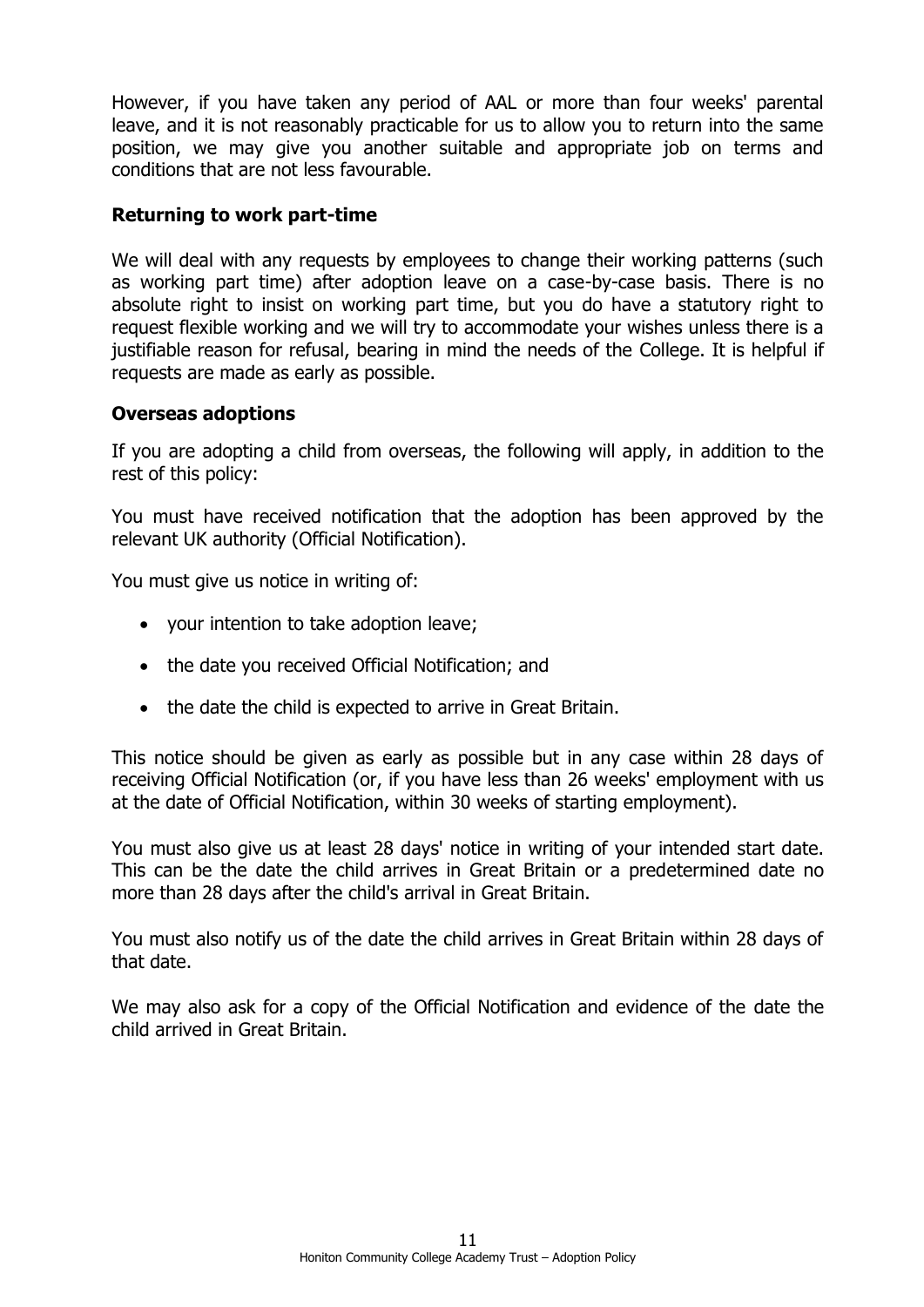However, if you have taken any period of AAL or more than four weeks' parental leave, and it is not reasonably practicable for us to allow you to return into the same position, we may give you another suitable and appropriate job on terms and conditions that are not less favourable.

### Returning to work part-time

We will deal with any requests by employees to change their working patterns (such as working part time) after adoption leave on a case-by-case basis. There is no absolute right to insist on working part time, but you do have a statutory right to request flexible working and we will try to accommodate your wishes unless there is a justifiable reason for refusal, bearing in mind the needs of the College. It is helpful if requests are made as early as possible.

### Overseas adoptions

If you are adopting a child from overseas, the following will apply, in addition to the rest of this policy:

You must have received notification that the adoption has been approved by the relevant UK authority (Official Notification).

You must give us notice in writing of:

- your intention to take adoption leave;
- the date you received Official Notification; and
- the date the child is expected to arrive in Great Britain.

This notice should be given as early as possible but in any case within 28 days of receiving Official Notification (or, if you have less than 26 weeks' employment with us at the date of Official Notification, within 30 weeks of starting employment).

You must also give us at least 28 days' notice in writing of your intended start date. This can be the date the child arrives in Great Britain or a predetermined date no more than 28 days after the child's arrival in Great Britain.

You must also notify us of the date the child arrives in Great Britain within 28 days of that date.

We may also ask for a copy of the Official Notification and evidence of the date the child arrived in Great Britain.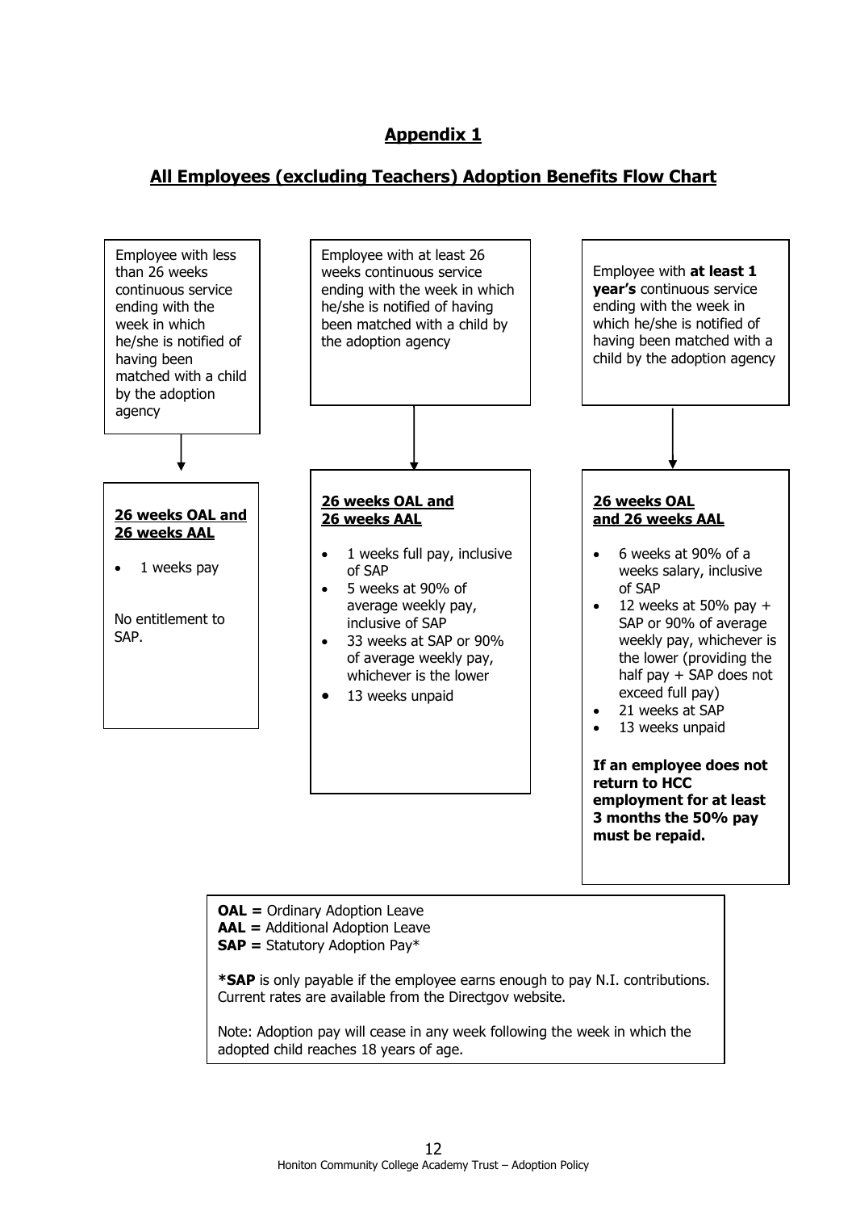## Appendix 1

## All Employees (excluding Teachers) Adoption Benefits Flow Chart

Employee with less than 26 weeks continuous service ending with the week in which he/she is notified of having been matched with a child by the adoption agency

↓

**26 weeks OAL and 26 weeks AAL**

- 1 weeks pay

No entitlement to SAP.

---

Employee with at least 26 weeks continuous service ending with the week in which he/she is notified of having been matched with a child by the adoption agency

↓

**26 weeks OAL and 26 weeks AAL**

- 1 weeks full pay, inclusive of SAP
- 5 weeks at 90% of average weekly pay, inclusive of SAP
- 33 weeks at SAP or 90% of average weekly pay, whichever is the lower
- 13 weeks unpaid

---

Employee with **at least 1 year's** continuous service ending with the week in which he/she is notified of having been matched with a child by the adoption agency

↓

**26 weeks OAL and 26 weeks AAL**

- 6 weeks at 90% of a weeks salary, inclusive of SAP
- 12 weeks at 50% pay + SAP or 90% of average weekly pay, whichever is the lower (providing the half pay + SAP does not exceed full pay)
- 21 weeks at SAP
- 13 weeks unpaid

**If an employee does not return to HCC employment for at least 3 months the 50% pay must be repaid.**

---

**OAL =** Ordinary Adoption Leave
**AAL =** Additional Adoption Leave
**SAP =** Statutory Adoption Pay*

***SAP** is only payable if the employee earns enough to pay N.I. contributions. Current rates are available from the Directgov website.

Note: Adoption pay will cease in any week following the week in which the adopted child reaches 18 years of age.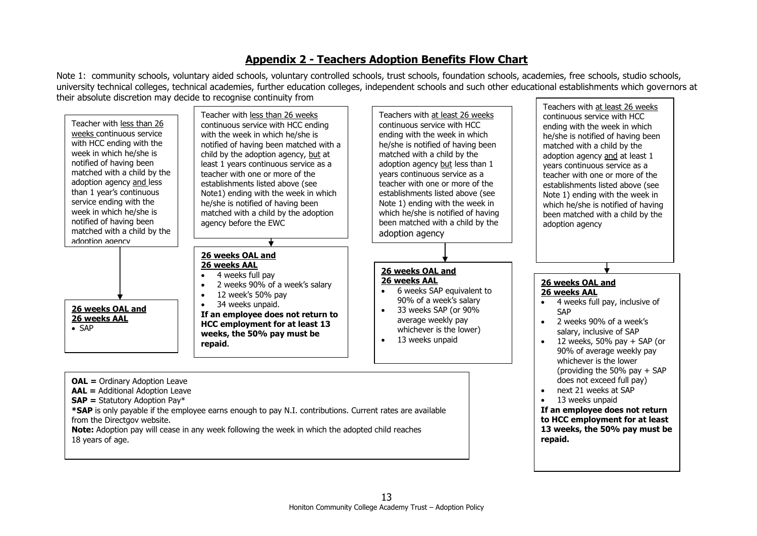## Appendix 2 - Teachers Adoption Benefits Flow Chart

Note 1: community schools, voluntary aided schools, voluntary controlled schools, trust schools, foundation schools, academies, free schools, studio schools, university technical colleges, technical academies, further education colleges, independent schools and such other educational establishments which governors at their absolute discretion may decide to recognise continuity from

Teacher with less than 26 weeks continuous service with HCC ending with the week in which he/she is notified of having been matched with a child by the adoption agency and less than 1 year's continuous service ending with the week in which he/she is notified of having been matched with a child by the adoption agency

↓

**26 weeks OAL and**
**26 weeks AAL**

- SAP

---

Teacher with less than 26 weeks continuous service with HCC ending with the week in which he/she is notified of having been matched with a child by the adoption agency, but at least 1 years continuous service as a teacher with one or more of the establishments listed above (see Note1) ending with the week in which he/she is notified of having been matched with a child by the adoption agency before the EWC

↓

**26 weeks OAL and**
**26 weeks AAL**

- 4 weeks full pay
- 2 weeks 90% of a week's salary
- 12 week's 50% pay
- 34 weeks unpaid.

**If an employee does not return to HCC employment for at least 13 weeks, the 50% pay must be repaid**.

---

Teachers with at least 26 weeks continuous service with HCC ending with the week in which he/she is notified of having been matched with a child by the adoption agency but less than 1 years continuous service as a teacher with one or more of the establishments listed above (see Note 1) ending with the week in which he/she is notified of having been matched with a child by the adoption agency

↓

**26 weeks OAL and**
**26 weeks AAL**

- 6 weeks SAP equivalent to 90% of a week's salary
- 33 weeks SAP (or 90% average weekly pay whichever is the lower)
- 13 weeks unpaid

---

Teachers with at least 26 weeks continuous service with HCC ending with the week in which he/she is notified of having been matched with a child by the adoption agency and at least 1 years continuous service as a teacher with one or more of the establishments listed above (see Note 1) ending with the week in which he/she is notified of having been matched with a child by the adoption agency

↓

**26 weeks OAL and**
**26 weeks AAL**

- 4 weeks full pay, inclusive of SAP
- 2 weeks 90% of a week's salary, inclusive of SAP
- 12 weeks, 50% pay + SAP (or 90% of average weekly pay whichever is the lower (providing the 50% pay + SAP does not exceed full pay)
- next 21 weeks at SAP
- 13 weeks unpaid

**If an employee does not return to HCC employment for at least 13 weeks, the 50% pay must be repaid.**

---

**OAL =** Ordinary Adoption Leave
**AAL =** Additional Adoption Leave
**SAP =** Statutory Adoption Pay*
***SAP** is only payable if the employee earns enough to pay N.I. contributions. Current rates are available from the Directgov website.
**Note:** Adoption pay will cease in any week following the week in which the adopted child reaches 18 years of age.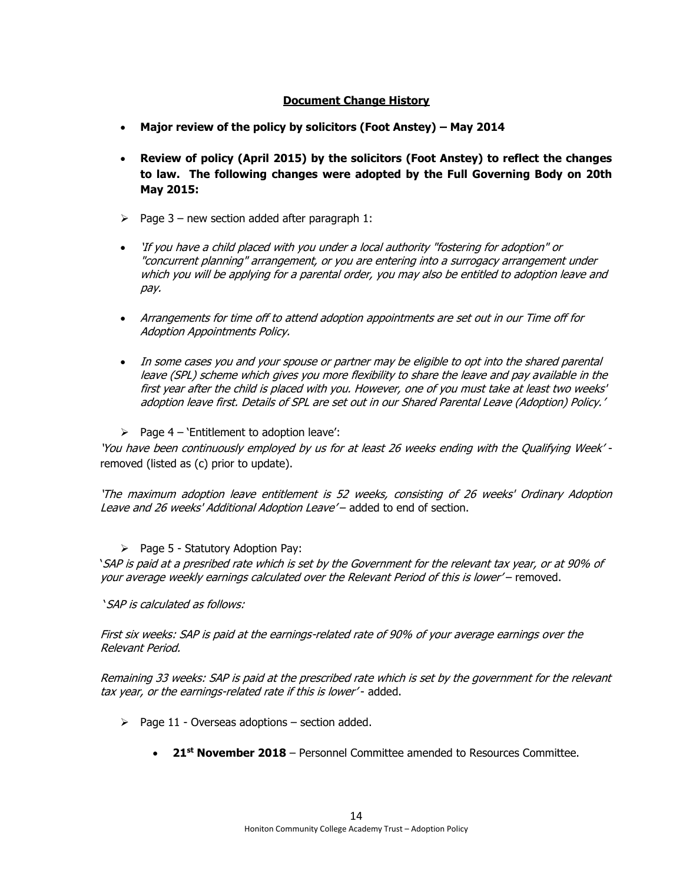**<u>Document Change History</u>**

- **Major review of the policy by solicitors (Foot Anstey) – May 2014**

- **Review of policy (April 2015) by the solicitors (Foot Anstey) to reflect the changes to law. The following changes were adopted by the Full Governing Body on 20th May 2015:**

- Page 3 – new section added after paragraph 1:

- *'If you have a child placed with you under a local authority "fostering for adoption" or "concurrent planning" arrangement, or you are entering into a surrogacy arrangement under which you will be applying for a parental order, you may also be entitled to adoption leave and pay.*

- *Arrangements for time off to attend adoption appointments are set out in our Time off for Adoption Appointments Policy.*

- *In some cases you and your spouse or partner may be eligible to opt into the shared parental leave (SPL) scheme which gives you more flexibility to share the leave and pay available in the first year after the child is placed with you. However, one of you must take at least two weeks' adoption leave first. Details of SPL are set out in our Shared Parental Leave (Adoption) Policy.'*

- Page 4 – 'Entitlement to adoption leave':

*'You have been continuously employed by us for at least 26 weeks ending with the Qualifying Week'* - removed (listed as (c) prior to update).

*'The maximum adoption leave entitlement is 52 weeks, consisting of 26 weeks' Ordinary Adoption Leave and 26 weeks' Additional Adoption Leave'* – added to end of section.

- Page 5 - Statutory Adoption Pay:

*'SAP is paid at a presribed rate which is set by the Government for the relevant tax year, or at 90% of your average weekly earnings calculated over the Relevant Period of this is lower'* – removed.

*'SAP is calculated as follows:*

*First six weeks: SAP is paid at the earnings-related rate of 90% of your average earnings over the Relevant Period.*

*Remaining 33 weeks: SAP is paid at the prescribed rate which is set by the government for the relevant tax year, or the earnings-related rate if this is lower'* - added.

- Page 11 - Overseas adoptions – section added.

  - **21st November 2018** – Personnel Committee amended to Resources Committee.